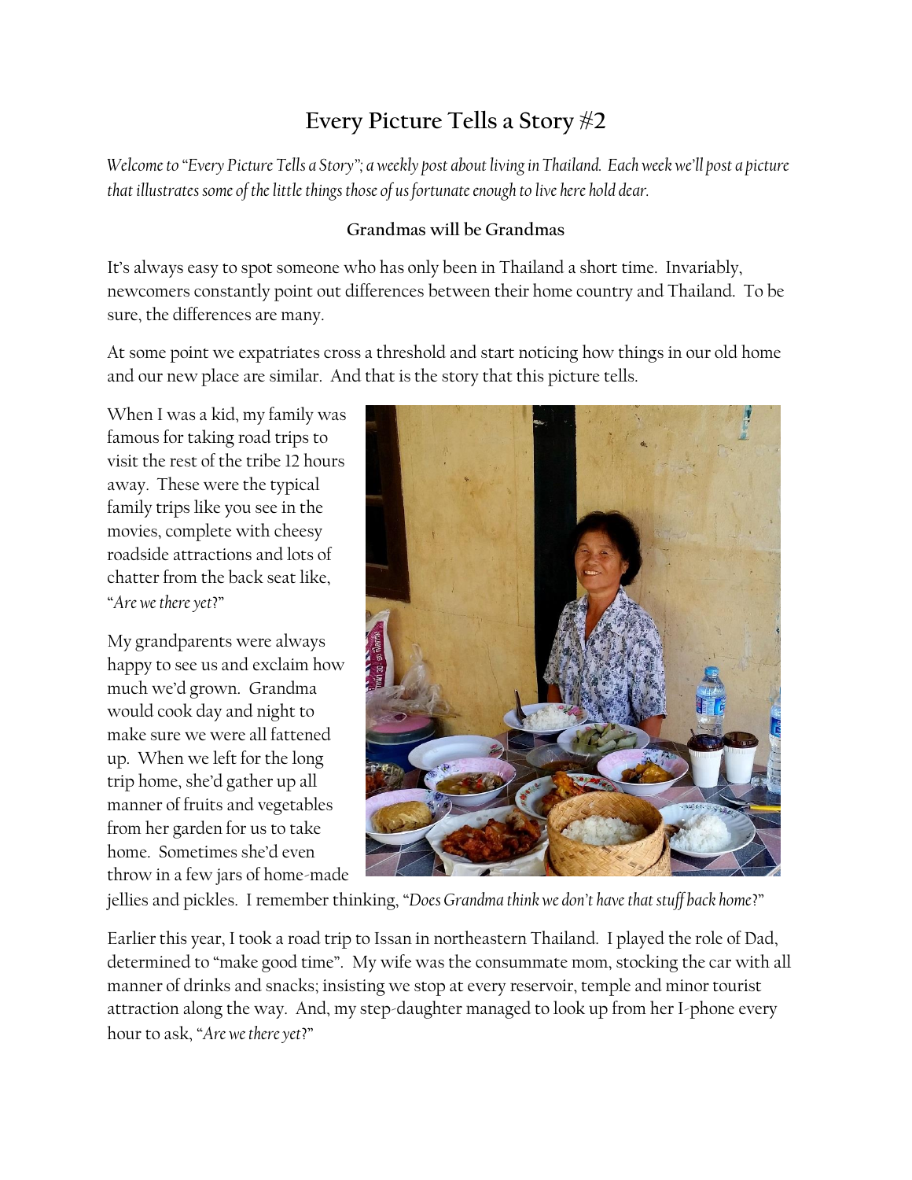# Every Picture Tells a Story #2

*Welcome to "Every Picture Tells a Story"; a weekly post about living in Thailand. Each week we'll post a picture that illustrates some of the little things those of us fortunate enough to live here hold dear.*

**Grandmas will be Grandmas**

It's always easy to spot someone who has only been in Thailand a short time. Invariably, newcomers constantly point out differences between their home country and Thailand. To be sure, the differences are many.

At some point we expatriates cross a threshold and start noticing how things in our old home and our new place are similar. And that is the story that this picture tells.

When I was a kid, my family was famous for taking road trips to visit the rest of the tribe 12 hours away. These were the typical family trips like you see in the movies, complete with cheesy roadside attractions and lots of chatter from the back seat like, "*Are we there yet?*"

My grandparents were always happy to see us and exclaim how much we'd grown. Grandma would cook day and night to make sure we were all fattened up. When we left for the long trip home, she'd gather up all manner of fruits and vegetables from her garden for us to take home. Sometimes she'd even throw in a few jars of home-made jellies and pickles. I remember thinking, "*Does Grandma think we don't have that stuff back home?*"

Earlier this year, I took a road trip to Issan in northeastern Thailand. I played the role of Dad, determined to "make good time". My wife was the consummate mom, stocking the car with all manner of drinks and snacks; insisting we stop at every reservoir, temple and minor tourist attraction along the way. And, my step-daughter managed to look up from her I-phone every hour to ask, "*Are we there yet?*"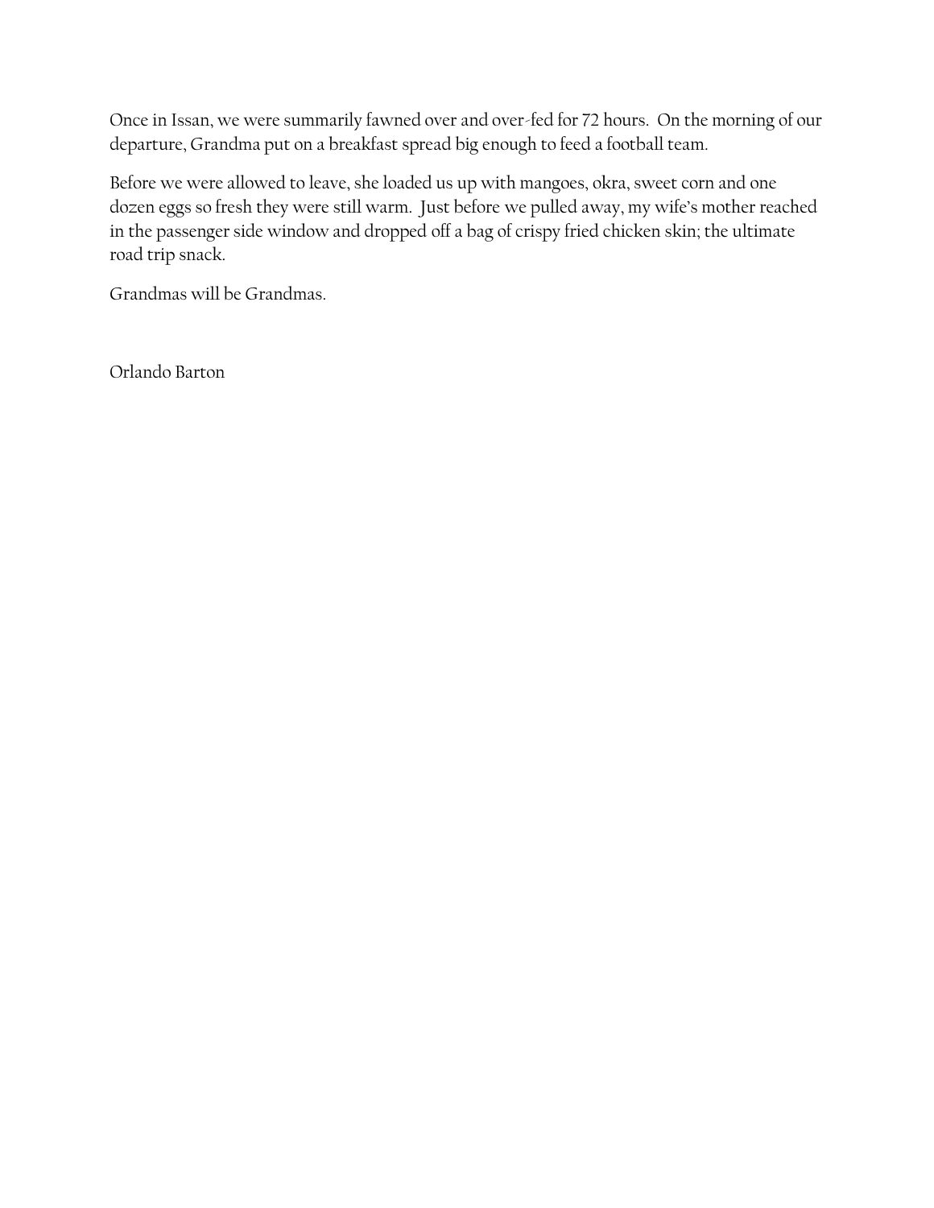Once in Issan, we were summarily fawned over and over-fed for 72 hours.  On the morning of our departure, Grandma put on a breakfast spread big enough to feed a football team.

Before we were allowed to leave, she loaded us up with mangoes, okra, sweet corn and one dozen eggs so fresh they were still warm.  Just before we pulled away, my wife's mother reached in the passenger side window and dropped off a bag of crispy fried chicken skin; the ultimate road trip snack.

Grandmas will be Grandmas.

Orlando Barton